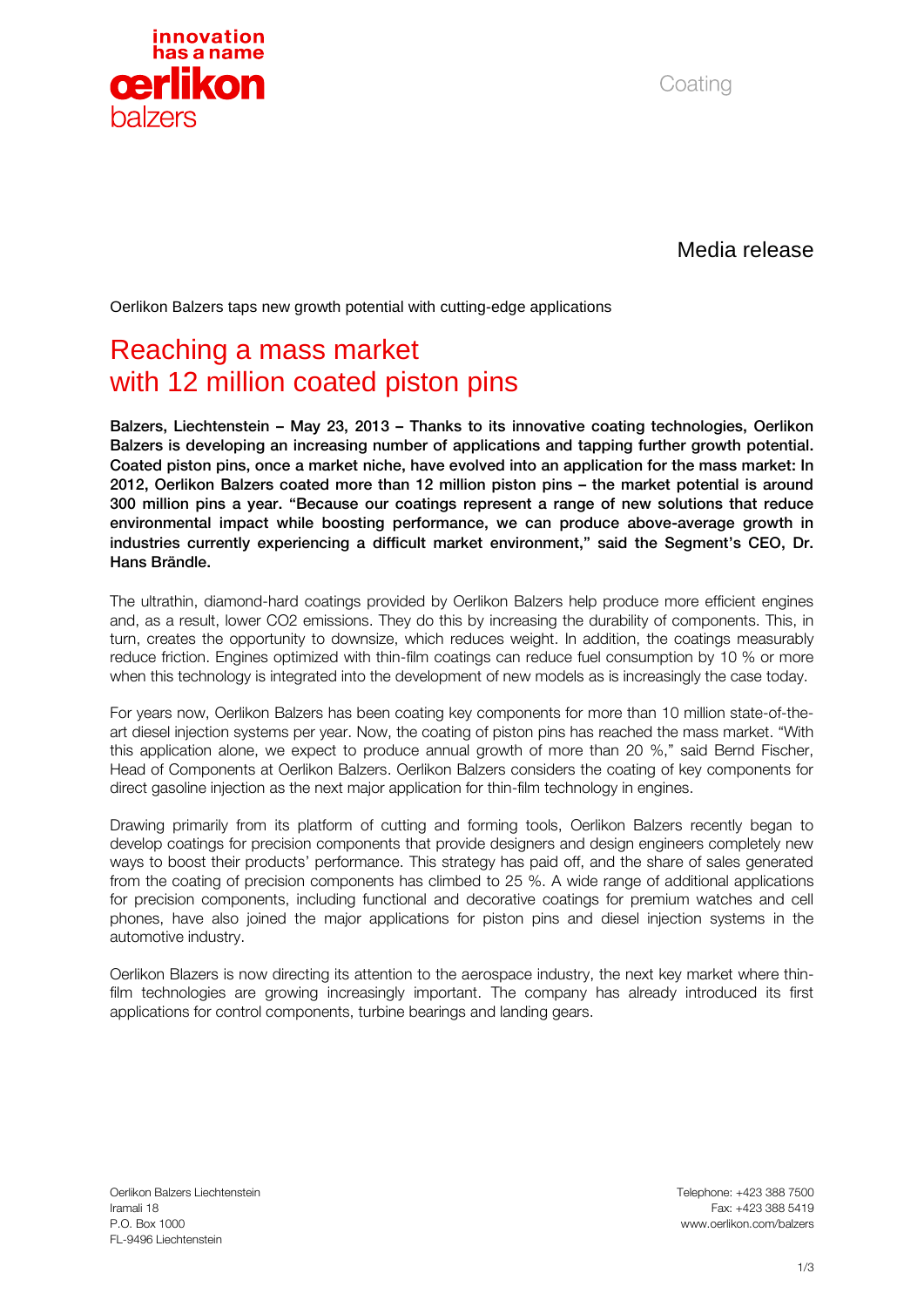Media release

Oerlikon Balzers taps new growth potential with cutting-edge applications

# Reaching a mass market with 12 million coated piston pins

**Balzers, Liechtenstein – May 23, 2013 – Thanks to its innovative coating technologies, Oerlikon Balzers is developing an increasing number of applications and tapping further growth potential. Coated piston pins, once a market niche, have evolved into an application for the mass market: In 2012, Oerlikon Balzers coated more than 12 million piston pins – the market potential is around 300 million pins a year. "Because our coatings represent a range of new solutions that reduce environmental impact while boosting performance, we can produce above-average growth in industries currently experiencing a difficult market environment," said the Segment's CEO, Dr. Hans Brändle.**

The ultrathin, diamond-hard coatings provided by Oerlikon Balzers help produce more efficient engines and, as a result, lower $CO_2$ emissions. They do this by increasing the durability of components. This, in turn, creates the opportunity to downsize, which reduces weight. In addition, the coatings measurably reduce friction. Engines optimized with thin-film coatings can reduce fuel consumption by 10 % or more when this technology is integrated into the development of new models as is increasingly the case today.

For years now, Oerlikon Balzers has been coating key components for more than 10 million state-of-the-art diesel injection systems per year. Now, the coating of piston pins has reached the mass market. "With this application alone, we expect to produce annual growth of more than 20 %," said Bernd Fischer, Head of Components at Oerlikon Balzers. Oerlikon Balzers considers the coating of key components for direct gasoline injection as the next major application for thin-film technology in engines.

Drawing primarily from its platform of cutting and forming tools, Oerlikon Balzers recently began to develop coatings for precision components that provide designers and design engineers completely new ways to boost their products' performance. This strategy has paid off, and the share of sales generated from the coating of precision components has climbed to 25 %. A wide range of additional applications for precision components, including functional and decorative coatings for premium watches and cell phones, have also joined the major applications for piston pins and diesel injection systems in the automotive industry.

Oerlikon Blazers is now directing its attention to the aerospace industry, the next key market where thin-film technologies are growing increasingly important. The company has already introduced its first applications for control components, turbine bearings and landing gears.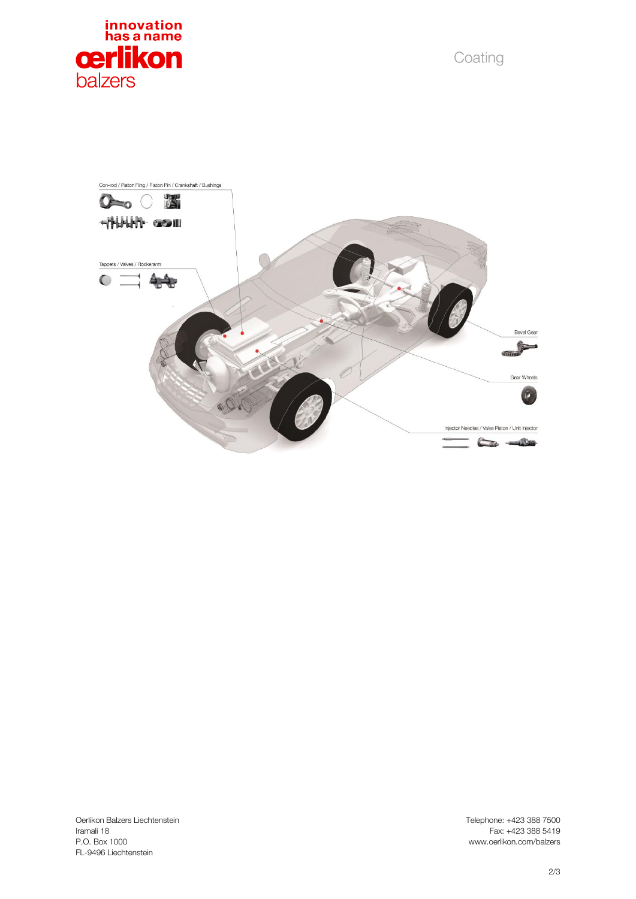Coating

Con-rod / Piston Ring / Piston Pin / Crankshaft / Bushings

Tappets / Valves / Rockerarm

Bevel Gear

Gear Wheels

Injector Needles / Valve Piston / Unit Injector

Oerlikon Balzers Liechtenstein
Iramali 18
P.O. Box 1000
FL-9496 Liechtenstein

Telephone: +423 388 7500
Fax: +423 388 5419
www.oerlikon.com/balzers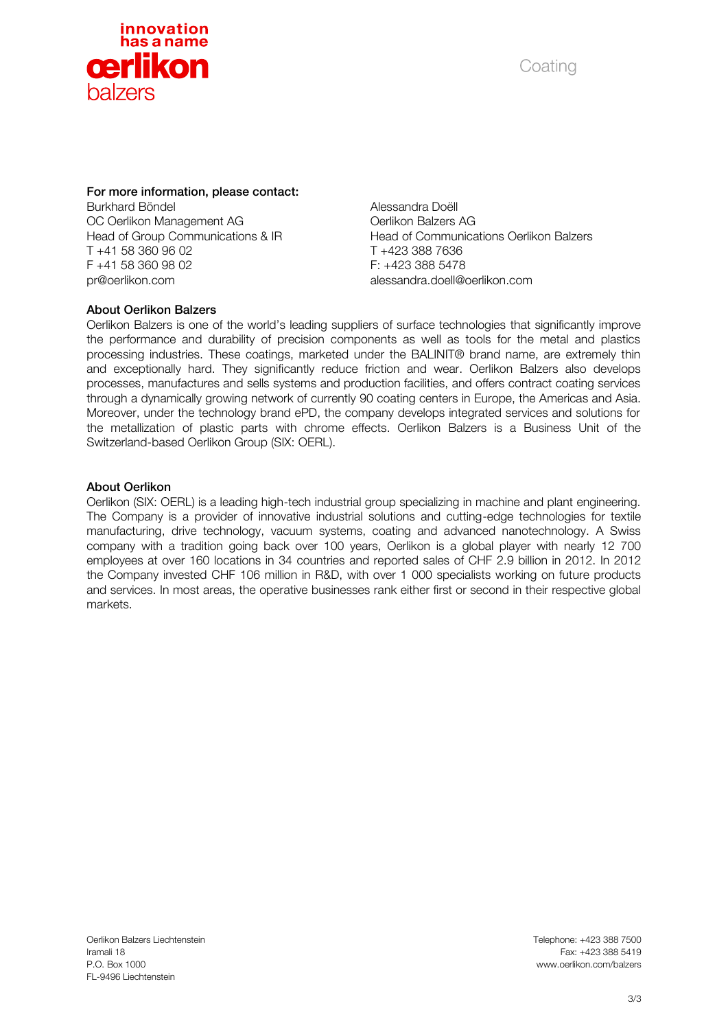**For more information, please contact:**

Burkhard Böndel
OC Oerlikon Management AG
Head of Group Communications & IR
T +41 58 360 96 02
F +41 58 360 98 02
pr@oerlikon.com

Alessandra Doëll
Oerlikon Balzers AG
Head of Communications Oerlikon Balzers
T +423 388 7636
F: +423 388 5478
alessandra.doell@oerlikon.com

**About Oerlikon Balzers**

Oerlikon Balzers is one of the world's leading suppliers of surface technologies that significantly improve the performance and durability of precision components as well as tools for the metal and plastics processing industries. These coatings, marketed under the BALINIT® brand name, are extremely thin and exceptionally hard. They significantly reduce friction and wear. Oerlikon Balzers also develops processes, manufactures and sells systems and production facilities, and offers contract coating services through a dynamically growing network of currently 90 coating centers in Europe, the Americas and Asia. Moreover, under the technology brand ePD, the company develops integrated services and solutions for the metallization of plastic parts with chrome effects. Oerlikon Balzers is a Business Unit of the Switzerland-based Oerlikon Group (SIX: OERL).

**About Oerlikon**

Oerlikon (SIX: OERL) is a leading high-tech industrial group specializing in machine and plant engineering. The Company is a provider of innovative industrial solutions and cutting-edge technologies for textile manufacturing, drive technology, vacuum systems, coating and advanced nanotechnology. A Swiss company with a tradition going back over 100 years, Oerlikon is a global player with nearly 12 700 employees at over 160 locations in 34 countries and reported sales of CHF 2.9 billion in 2012. In 2012 the Company invested CHF 106 million in R&D, with over 1 000 specialists working on future products and services. In most areas, the operative businesses rank either first or second in their respective global markets.

Oerlikon Balzers Liechtenstein
Iramali 18
P.O. Box 1000
FL-9496 Liechtenstein

Telephone: +423 388 7500
Fax: +423 388 5419
www.oerlikon.com/balzers